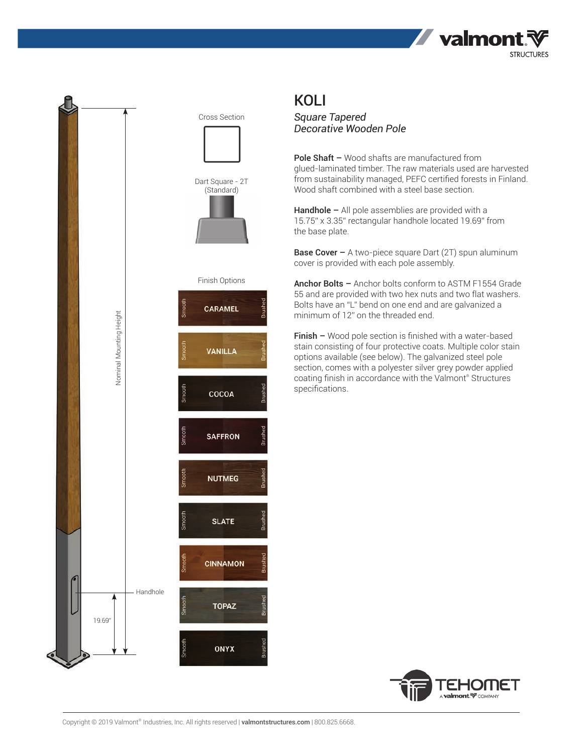# KOLI

*Square Tapered*
*Decorative Wooden Pole*

Nominal Mounting Height

Handhole

19.69"

Cross Section

Dart Square - 2T (Standard)

Finish Options

| Finish | Options |
|---|---|
| CARAMEL | Smooth / Brushed |
| VANILLA | Smooth / Brushed |
| COCOA | Smooth / Brushed |
| SAFFRON | Smooth / Brushed |
| NUTMEG | Smooth / Brushed |
| SLATE | Smooth / Brushed |
| CINNAMON | Smooth / Brushed |
| TOPAZ | Smooth / Brushed |
| ONYX | Smooth / Brushed |

**Pole Shaft –** Wood shafts are manufactured from glued-laminated timber. The raw materials used are harvested from sustainability managed, PEFC certified forests in Finland. Wood shaft combined with a steel base section.

**Handhole –** All pole assemblies are provided with a 15.75" x 3.35" rectangular handhole located 19.69" from the base plate.

**Base Cover –** A two-piece square Dart (2T) spun aluminum cover is provided with each pole assembly.

**Anchor Bolts –** Anchor bolts conform to ASTM F1554 Grade 55 and are provided with two hex nuts and two flat washers. Bolts have an "L" bend on one end and are galvanized a minimum of 12" on the threaded end.

**Finish –** Wood pole section is finished with a water-based stain consisting of four protective coats. Multiple color stain options available (see below). The galvanized steel pole section, comes with a polyester silver grey powder applied coating finish in accordance with the Valmont® Structures specifications.

TEHOMET A valmont COMPANY

Copyright © 2019 Valmont® Industries, Inc. All rights reserved | **valmontstructures.com** | 800.825.6668.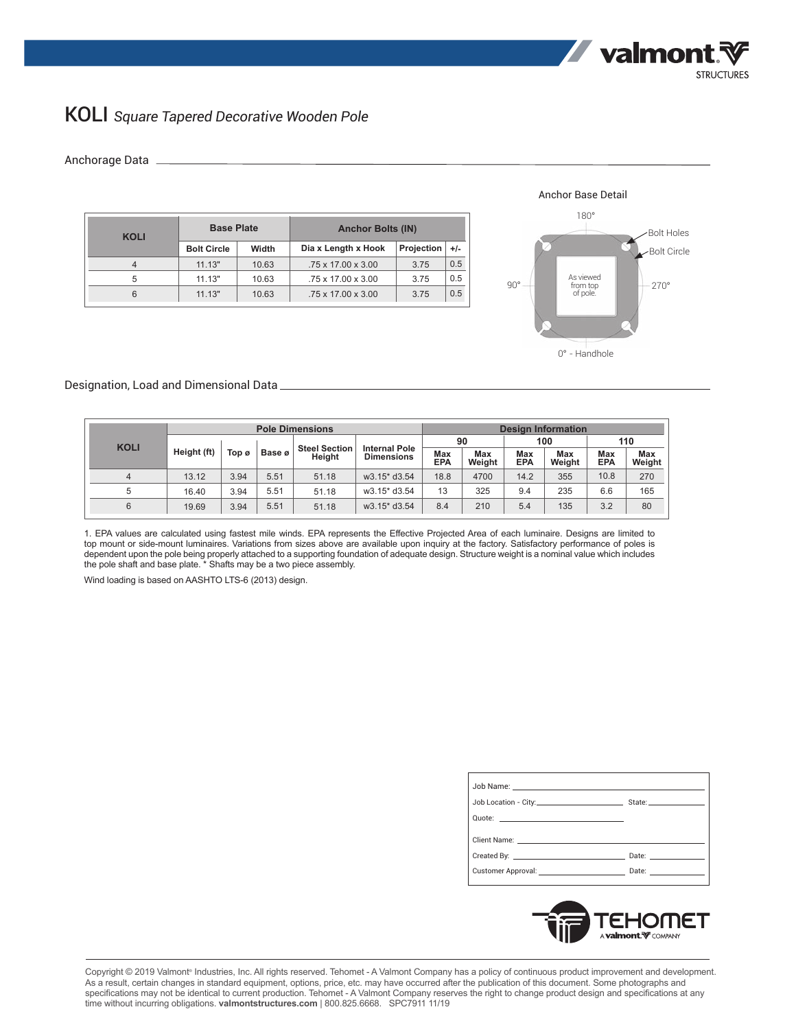# KOLI *Square Tapered Decorative Wooden Pole*

## Anchorage Data

| KOLI | Base Plate | | Anchor Bolts (IN) | | |
|---|---|---|---|---|---|
| | Bolt Circle | Width | Dia x Length x Hook | Projection | +/- |
| 4 | 11.13" | 10.63 | .75 x 17.00 x 3.00 | 3.75 | 0.5 |
| 5 | 11.13" | 10.63 | .75 x 17.00 x 3.00 | 3.75 | 0.5 |
| 6 | 11.13" | 10.63 | .75 x 17.00 x 3.00 | 3.75 | 0.5 |

Anchor Base Detail

180°
Bolt Holes
Bolt Circle
90°
As viewed from top of pole.
270°
0° - Handhole

## Designation, Load and Dimensional Data

| KOLI | Pole Dimensions | | | | | Design Information | | | | | |
|---|---|---|---|---|---|---|---|---|---|---|---|
| | | | | | | 90 | | 100 | | 110 | |
| | Height (ft) | Top ø | Base ø | Steel Section Height | Internal Pole Dimensions | Max EPA | Max Weight | Max EPA | Max Weight | Max EPA | Max Weight |
| 4 | 13.12 | 3.94 | 5.51 | 51.18 | w3.15* d3.54 | 18.8 | 4700 | 14.2 | 355 | 10.8 | 270 |
| 5 | 16.40 | 3.94 | 5.51 | 51.18 | w3.15* d3.54 | 13 | 325 | 9.4 | 235 | 6.6 | 165 |
| 6 | 19.69 | 3.94 | 5.51 | 51.18 | w3.15* d3.54 | 8.4 | 210 | 5.4 | 135 | 3.2 | 80 |

1. EPA values are calculated using fastest mile winds. EPA represents the Effective Projected Area of each luminaire. Designs are limited to top mount or side-mount luminaires. Variations from sizes above are available upon inquiry at the factory. Satisfactory performance of poles is dependent upon the pole being properly attached to a supporting foundation of adequate design. Structure weight is a nominal value which includes the pole shaft and base plate. * Shafts may be a two piece assembly.

Wind loading is based on AASHTO LTS-6 (2013) design.

Job Name: ______________________

Job Location - City: ______________ State: ________

Quote: ______________

Client Name: ______________________

Created By: ______________ Date: ________

Customer Approval: ______________ Date: ________

TEHOMET A valmont COMPANY

Copyright © 2019 Valmont® Industries, Inc. All rights reserved. Tehomet - A Valmont Company has a policy of continuous product improvement and development. As a result, certain changes in standard equipment, options, price, etc. may have occurred after the publication of this document. Some photographs and specifications may not be identical to current production. Tehomet - A Valmont Company reserves the right to change product design and specifications at any time without incurring obligations. **valmontstructures.com** | 800.825.6668. SPC7911 11/19